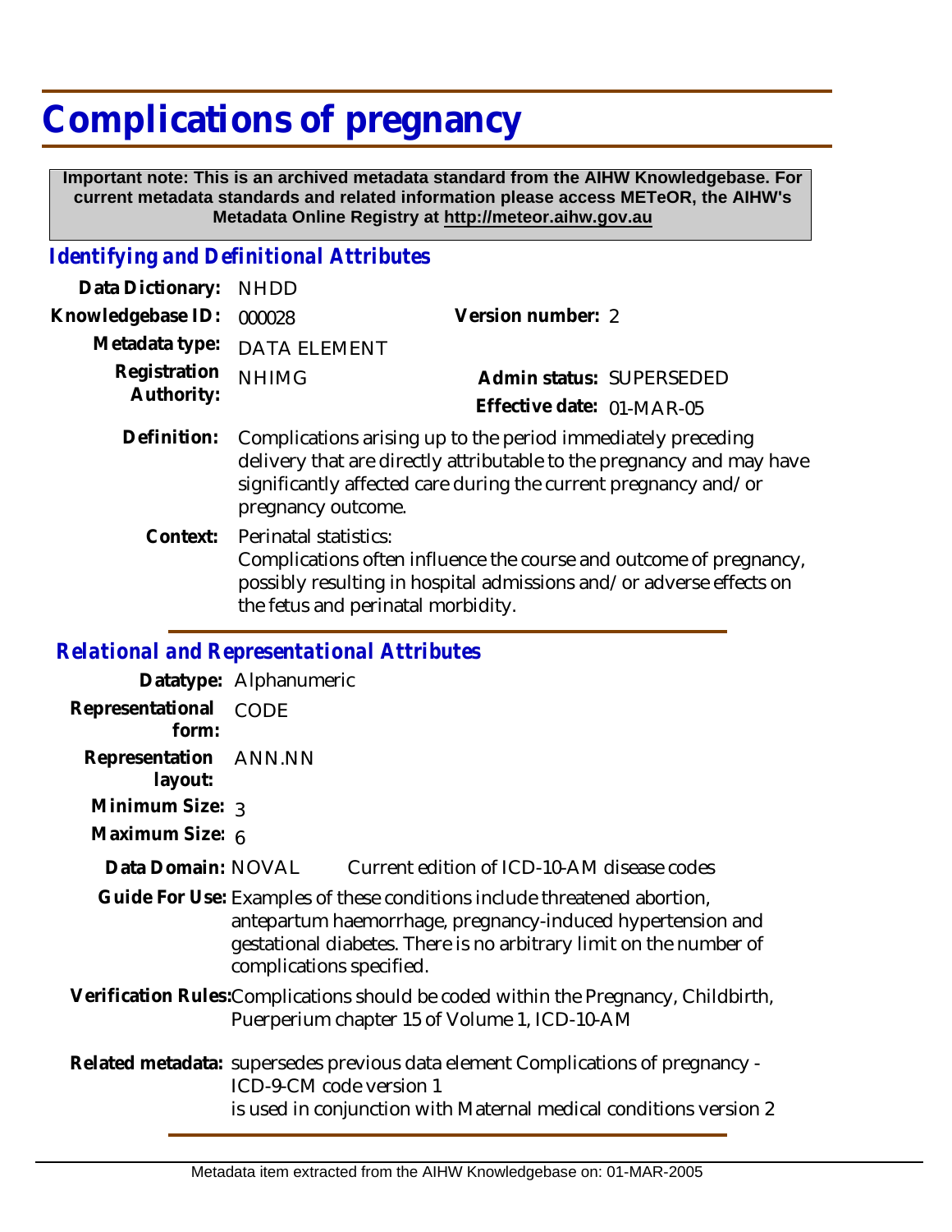# Complications of pregnancy

**Important note: This is an archived metadata standard from the AIHW Knowledgebase. For current metadata standards and related information please access METeOR, the AIHW's Metadata Online Registry at http://meteor.aihw.gov.au**

## *Identifying and Definitional Attributes*

**Data Dictionary:** NHDD

**Knowledgebase ID:** 000028

**Version number:** 2

**Metadata type:** DATA ELEMENT

**Registration Authority:** NHIMG

**Admin status:** SUPERSEDED

**Effective date:** 01-MAR-05

**Definition:** Complications arising up to the period immediately preceding delivery that are directly attributable to the pregnancy and may have significantly affected care during the current pregnancy and/or pregnancy outcome.

**Context:** Perinatal statistics:
Complications often influence the course and outcome of pregnancy, possibly resulting in hospital admissions and/or adverse effects on the fetus and perinatal morbidity.

## *Relational and Representational Attributes*

**Datatype:** Alphanumeric

**Representational form:** CODE

**Representation layout:** ANN.NN

**Minimum Size:** 3

**Maximum Size:** 6

**Data Domain:** NOVAL Current edition of ICD-10-AM disease codes

**Guide For Use:** Examples of these conditions include threatened abortion, antepartum haemorrhage, pregnancy-induced hypertension and gestational diabetes. There is no arbitrary limit on the number of complications specified.

**Verification Rules:** Complications should be coded within the Pregnancy, Childbirth, Puerperium chapter 15 of Volume 1, ICD-10-AM

**Related metadata:** supersedes previous data element Complications of pregnancy - ICD-9-CM code version 1
is used in conjunction with Maternal medical conditions version 2

Metadata item extracted from the AIHW Knowledgebase on: 01-MAR-2005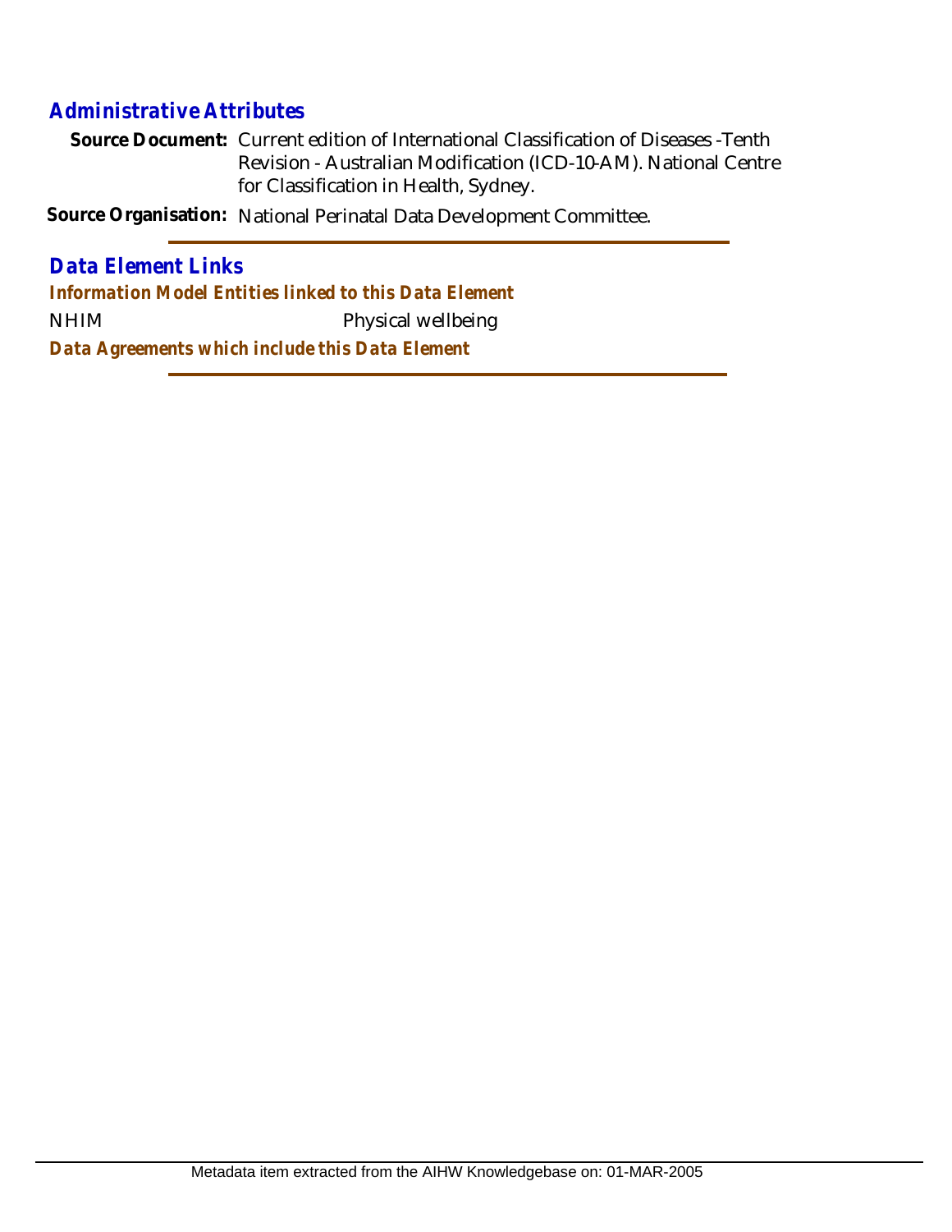## Administrative Attributes

**Source Document:** Current edition of International Classification of Diseases -Tenth Revision - Australian Modification (ICD-10-AM). National Centre for Classification in Health, Sydney.

**Source Organisation:** National Perinatal Data Development Committee.

## Data Element Links

### Information Model Entities linked to this Data Element

| | |
|---|---|
| NHIM | Physical wellbeing |

### Data Agreements which include this Data Element

Metadata item extracted from the AIHW Knowledgebase on: 01-MAR-2005